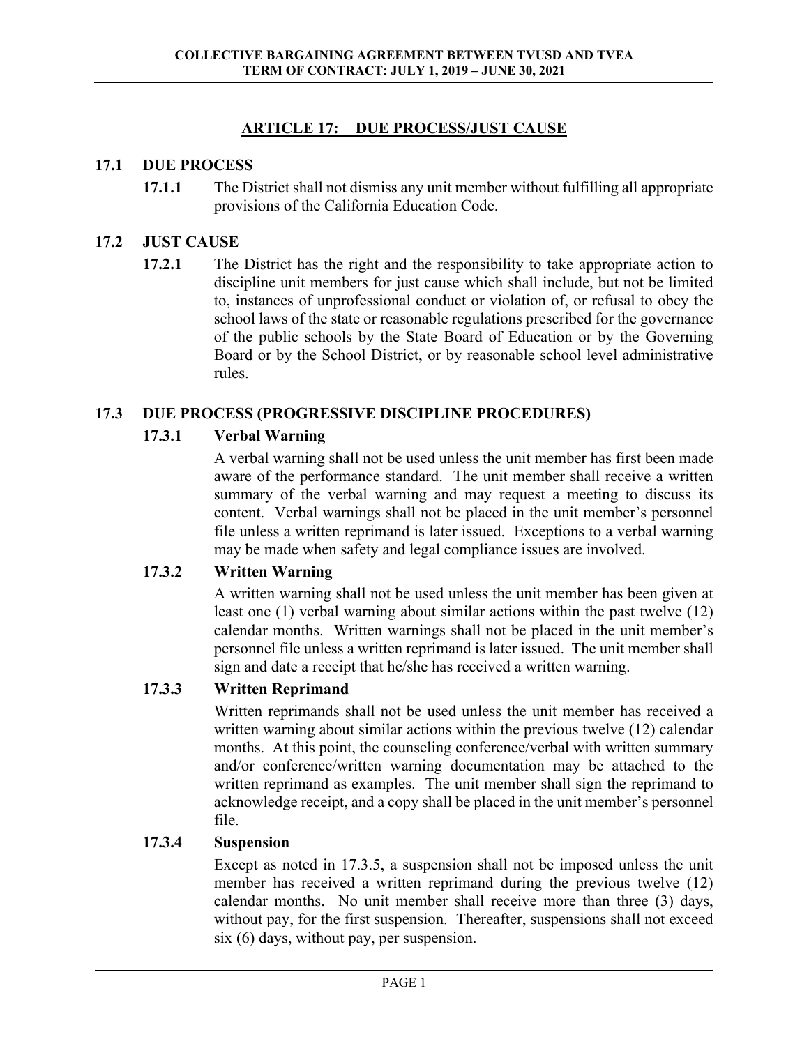# ARTICLE 17: DUE PROCESS/JUST CAUSE

## 17.1 DUE PROCESS

**17.1.1** The District shall not dismiss any unit member without fulfilling all appropriate provisions of the California Education Code.

## 17.2 JUST CAUSE

**17.2.1** The District has the right and the responsibility to take appropriate action to discipline unit members for just cause which shall include, but not be limited to, instances of unprofessional conduct or violation of, or refusal to obey the school laws of the state or reasonable regulations prescribed for the governance of the public schools by the State Board of Education or by the Governing Board or by the School District, or by reasonable school level administrative rules.

## 17.3 DUE PROCESS (PROGRESSIVE DISCIPLINE PROCEDURES)

### 17.3.1 Verbal Warning

A verbal warning shall not be used unless the unit member has first been made aware of the performance standard. The unit member shall receive a written summary of the verbal warning and may request a meeting to discuss its content. Verbal warnings shall not be placed in the unit member's personnel file unless a written reprimand is later issued. Exceptions to a verbal warning may be made when safety and legal compliance issues are involved.

### 17.3.2 Written Warning

A written warning shall not be used unless the unit member has been given at least one (1) verbal warning about similar actions within the past twelve (12) calendar months. Written warnings shall not be placed in the unit member's personnel file unless a written reprimand is later issued. The unit member shall sign and date a receipt that he/she has received a written warning.

### 17.3.3 Written Reprimand

Written reprimands shall not be used unless the unit member has received a written warning about similar actions within the previous twelve (12) calendar months. At this point, the counseling conference/verbal with written summary and/or conference/written warning documentation may be attached to the written reprimand as examples. The unit member shall sign the reprimand to acknowledge receipt, and a copy shall be placed in the unit member's personnel file.

### 17.3.4 Suspension

Except as noted in 17.3.5, a suspension shall not be imposed unless the unit member has received a written reprimand during the previous twelve (12) calendar months. No unit member shall receive more than three (3) days, without pay, for the first suspension. Thereafter, suspensions shall not exceed six (6) days, without pay, per suspension.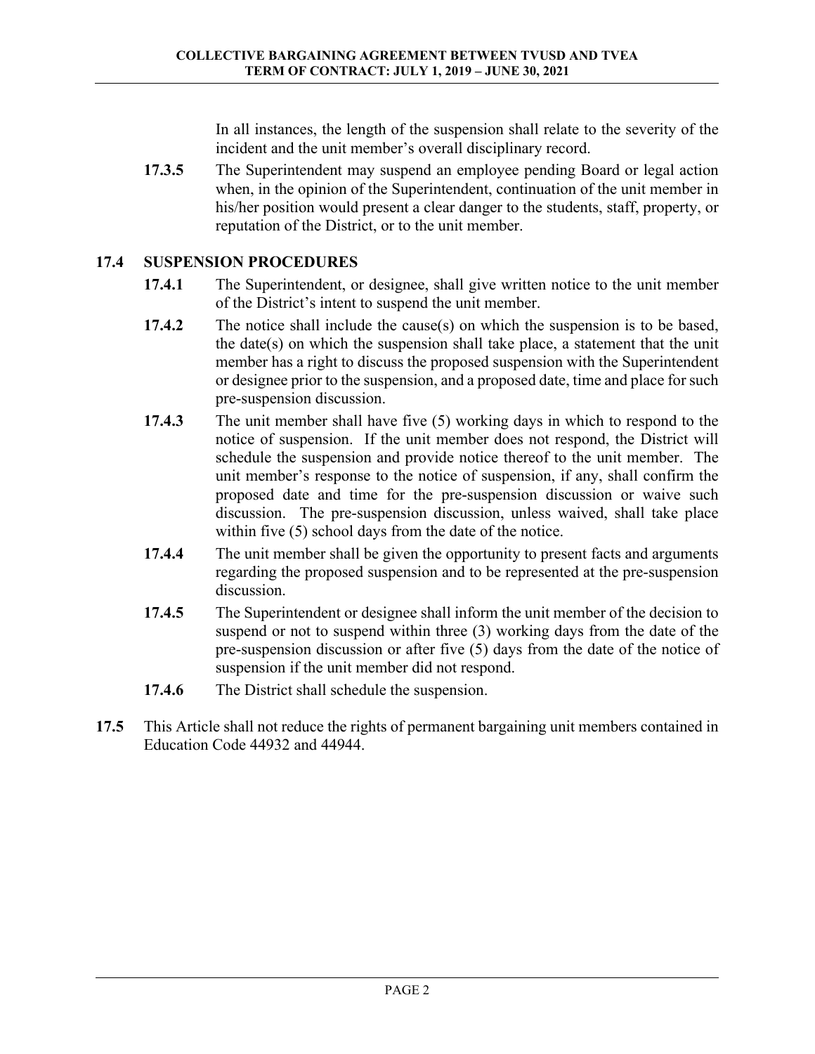In all instances, the length of the suspension shall relate to the severity of the incident and the unit member's overall disciplinary record.

**17.3.5** The Superintendent may suspend an employee pending Board or legal action when, in the opinion of the Superintendent, continuation of the unit member in his/her position would present a clear danger to the students, staff, property, or reputation of the District, or to the unit member.

## 17.4 SUSPENSION PROCEDURES

**17.4.1** The Superintendent, or designee, shall give written notice to the unit member of the District's intent to suspend the unit member.

**17.4.2** The notice shall include the cause(s) on which the suspension is to be based, the date(s) on which the suspension shall take place, a statement that the unit member has a right to discuss the proposed suspension with the Superintendent or designee prior to the suspension, and a proposed date, time and place for such pre-suspension discussion.

**17.4.3** The unit member shall have five (5) working days in which to respond to the notice of suspension. If the unit member does not respond, the District will schedule the suspension and provide notice thereof to the unit member. The unit member's response to the notice of suspension, if any, shall confirm the proposed date and time for the pre-suspension discussion or waive such discussion. The pre-suspension discussion, unless waived, shall take place within five (5) school days from the date of the notice.

**17.4.4** The unit member shall be given the opportunity to present facts and arguments regarding the proposed suspension and to be represented at the pre-suspension discussion.

**17.4.5** The Superintendent or designee shall inform the unit member of the decision to suspend or not to suspend within three (3) working days from the date of the pre-suspension discussion or after five (5) days from the date of the notice of suspension if the unit member did not respond.

**17.4.6** The District shall schedule the suspension.

**17.5** This Article shall not reduce the rights of permanent bargaining unit members contained in Education Code 44932 and 44944.